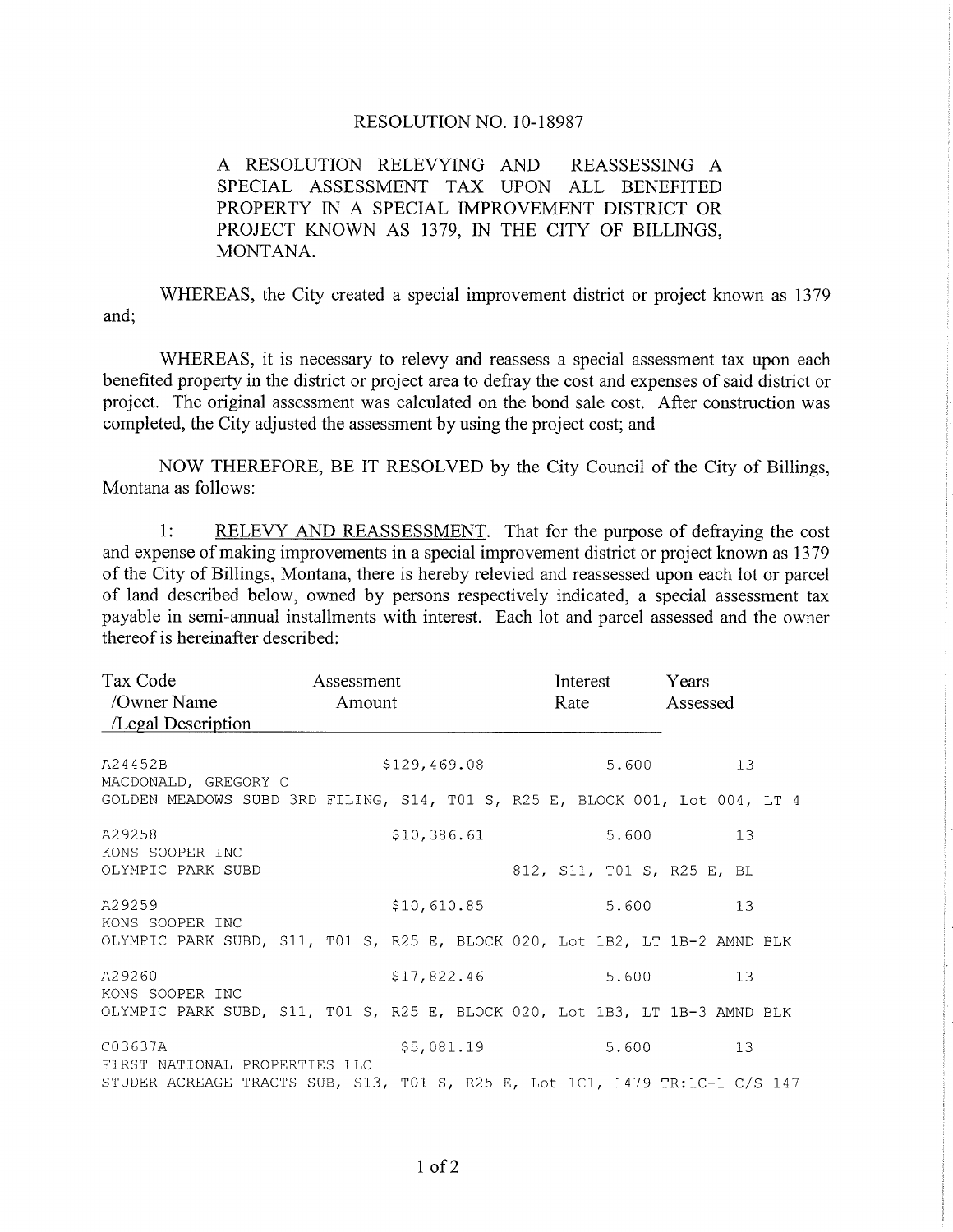RESOLUTION NO. 10-18987

A RESOLUTION RELEVYING AND REASSESSING A SPECIAL ASSESSMENT TAX UPON ALL BENEFITED PROPERTY IN A SPECIAL IMPROVEMENT DISTRICT OR PROJECT KNOWN AS 1379, IN THE CITY OF BILLINGS, MONTANA.

WHEREAS, the City created a special improvement district or project known as 1379 and;

WHEREAS, it is necessary to relevy and reassess a special assessment tax upon each benefited property in the district or project area to defray the cost and expenses of said district or project. The original assessment was calculated on the bond sale cost. After construction was completed, the City adjusted the assessment by using the project cost; and

NOW THEREFORE, BE IT RESOLVED by the City Council of the City of Billings, Montana as follows:

1: RELEVY AND REASSESSMENT. That for the purpose of defraying the cost and expense of making improvements in a special improvement district or project known as 1379 of the City of Billings, Montana, there is hereby relevied and reassessed upon each lot or parcel of land described below, owned by persons respectively indicated, a special assessment tax payable in semi-annual installments with interest. Each lot and parcel assessed and the owner thereof is hereinafter described:

| Tax Code /Owner Name /Legal Description | Assessment Amount | Interest Rate | Years Assessed |
|---|---|---|---|
| A24452B | $129,469.08 | 5.600 | 13 |
| MACDONALD, GREGORY C | | | |
| GOLDEN MEADOWS SUBD 3RD FILING, S14, T01 S, R25 E, BLOCK 001, Lot 004, LT 4 | | | |
| A29258 | $10,386.61 | 5.600 | 13 |
| KONS SOOPER INC | | | |
| OLYMPIC PARK SUBD 812, S11, T01 S, R25 E, BL | | | |
| A29259 | $10,610.85 | 5.600 | 13 |
| KONS SOOPER INC | | | |
| OLYMPIC PARK SUBD, S11, T01 S, R25 E, BLOCK 020, Lot 1B2, LT 1B-2 AMND BLK | | | |
| A29260 | $17,822.46 | 5.600 | 13 |
| KONS SOOPER INC | | | |
| OLYMPIC PARK SUBD, S11, T01 S, R25 E, BLOCK 020, Lot 1B3, LT 1B-3 AMND BLK | | | |
| C03637A | $5,081.19 | 5.600 | 13 |
| FIRST NATIONAL PROPERTIES LLC | | | |
| STUDER ACREAGE TRACTS SUB, S13, T01 S, R25 E, Lot 1C1, 1479 TR:1C-1 C/S 147 | | | |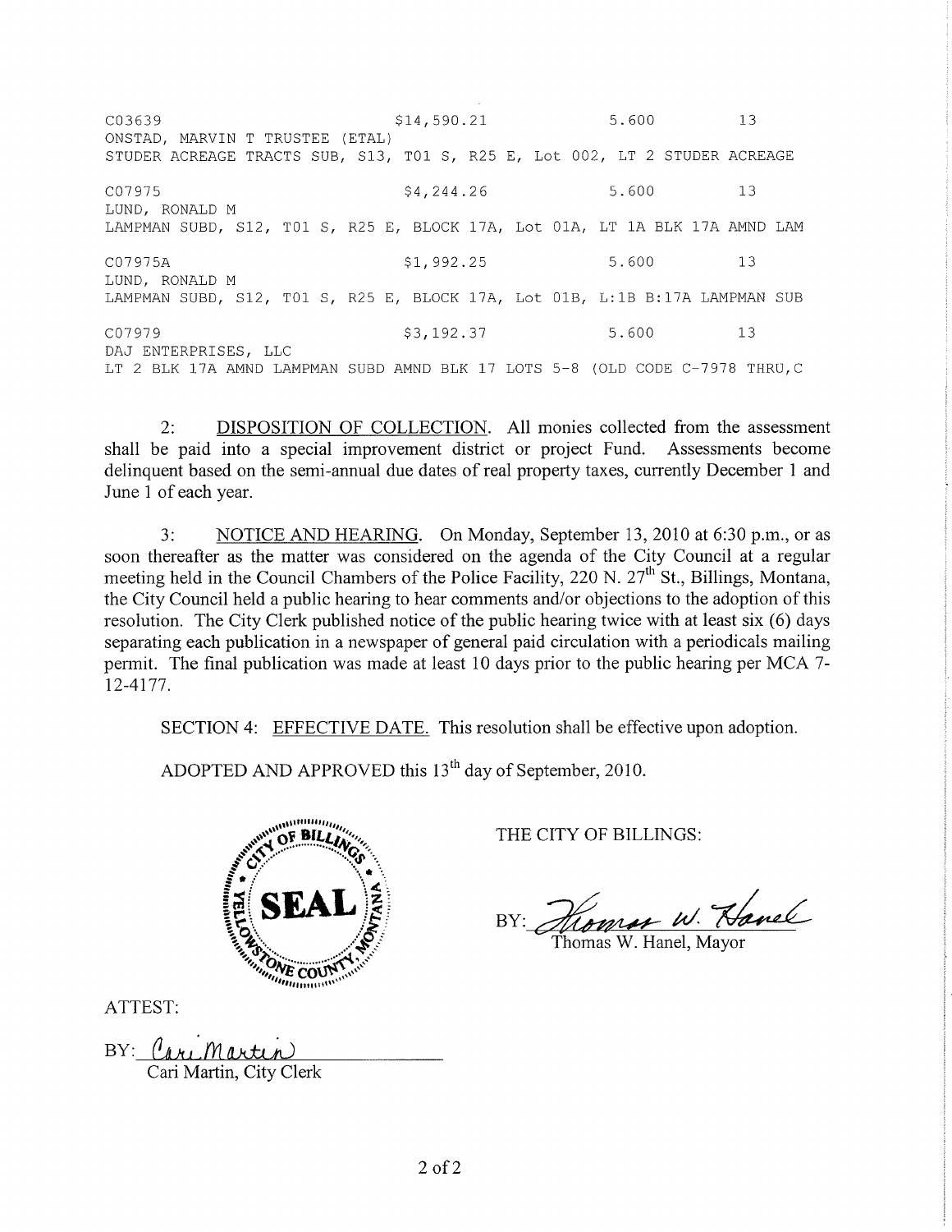```
C03639                          $14,590.21             5.600          13
ONSTAD, MARVIN T TRUSTEE (ETAL)
STUDER ACREAGE TRACTS SUB, S13, T01 S, R25 E, Lot 002, LT 2 STUDER ACREAGE

C07975                          $4,244.26              5.600          13
LUND, RONALD M
LAMPMAN SUBD, S12, T01 S, R25 E, BLOCK 17A, Lot 01A, LT 1A BLK 17A AMND LAM

C07975A                         $1,992.25              5.600          13
LUND, RONALD M
LAMPMAN SUBD, S12, T01 S, R25 E, BLOCK 17A, Lot 01B, L:1B B:17A LAMPMAN SUB

C07979                          $3,192.37              5.600          13
DAJ ENTERPRISES, LLC
LT 2 BLK 17A AMND LAMPMAN SUBD AMND BLK 17 LOTS 5-8 (OLD CODE C-7978 THRU,C
```

2: DISPOSITION OF COLLECTION. All monies collected from the assessment shall be paid into a special improvement district or project Fund. Assessments become delinquent based on the semi-annual due dates of real property taxes, currently December 1 and June 1 of each year.

3: NOTICE AND HEARING. On Monday, September 13, 2010 at 6:30 p.m., or as soon thereafter as the matter was considered on the agenda of the City Council at a regular meeting held in the Council Chambers of the Police Facility, 220 N. 27th St., Billings, Montana, the City Council held a public hearing to hear comments and/or objections to the adoption of this resolution. The City Clerk published notice of the public hearing twice with at least six (6) days separating each publication in a newspaper of general paid circulation with a periodicals mailing permit. The final publication was made at least 10 days prior to the public hearing per MCA 7-12-4177.

SECTION 4: EFFECTIVE DATE. This resolution shall be effective upon adoption.

ADOPTED AND APPROVED this 13th day of September, 2010.

CITY OF BILLINGS SEAL YELLOWSTONE COUNTY, MONTANA

THE CITY OF BILLINGS:

BY: *Thomas W. Hanel*
Thomas W. Hanel, Mayor

ATTEST:

BY: *Cari Martin*
Cari Martin, City Clerk